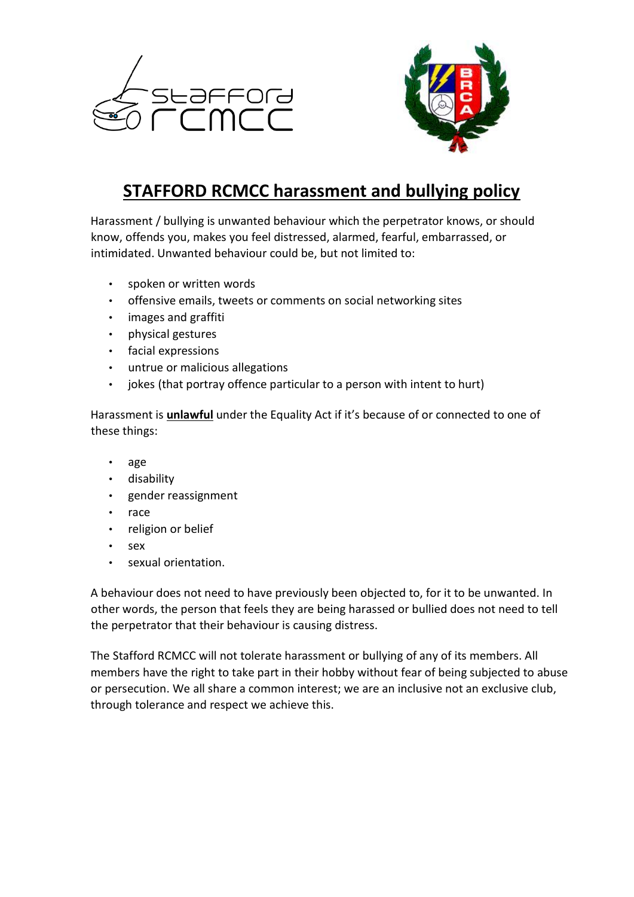# STAFFORD RCMCC harassment and bullying policy

Harassment / bullying is unwanted behaviour which the perpetrator knows, or should know, offends you, makes you feel distressed, alarmed, fearful, embarrassed, or intimidated. Unwanted behaviour could be, but not limited to:

- spoken or written words
- offensive emails, tweets or comments on social networking sites
- images and graffiti
- physical gestures
- facial expressions
- untrue or malicious allegations
- jokes (that portray offence particular to a person with intent to hurt)

Harassment is **unlawful** under the Equality Act if it's because of or connected to one of these things:

- age
- disability
- gender reassignment
- race
- religion or belief
- sex
- sexual orientation.

A behaviour does not need to have previously been objected to, for it to be unwanted. In other words, the person that feels they are being harassed or bullied does not need to tell the perpetrator that their behaviour is causing distress.

The Stafford RCMCC will not tolerate harassment or bullying of any of its members. All members have the right to take part in their hobby without fear of being subjected to abuse or persecution. We all share a common interest; we are an inclusive not an exclusive club, through tolerance and respect we achieve this.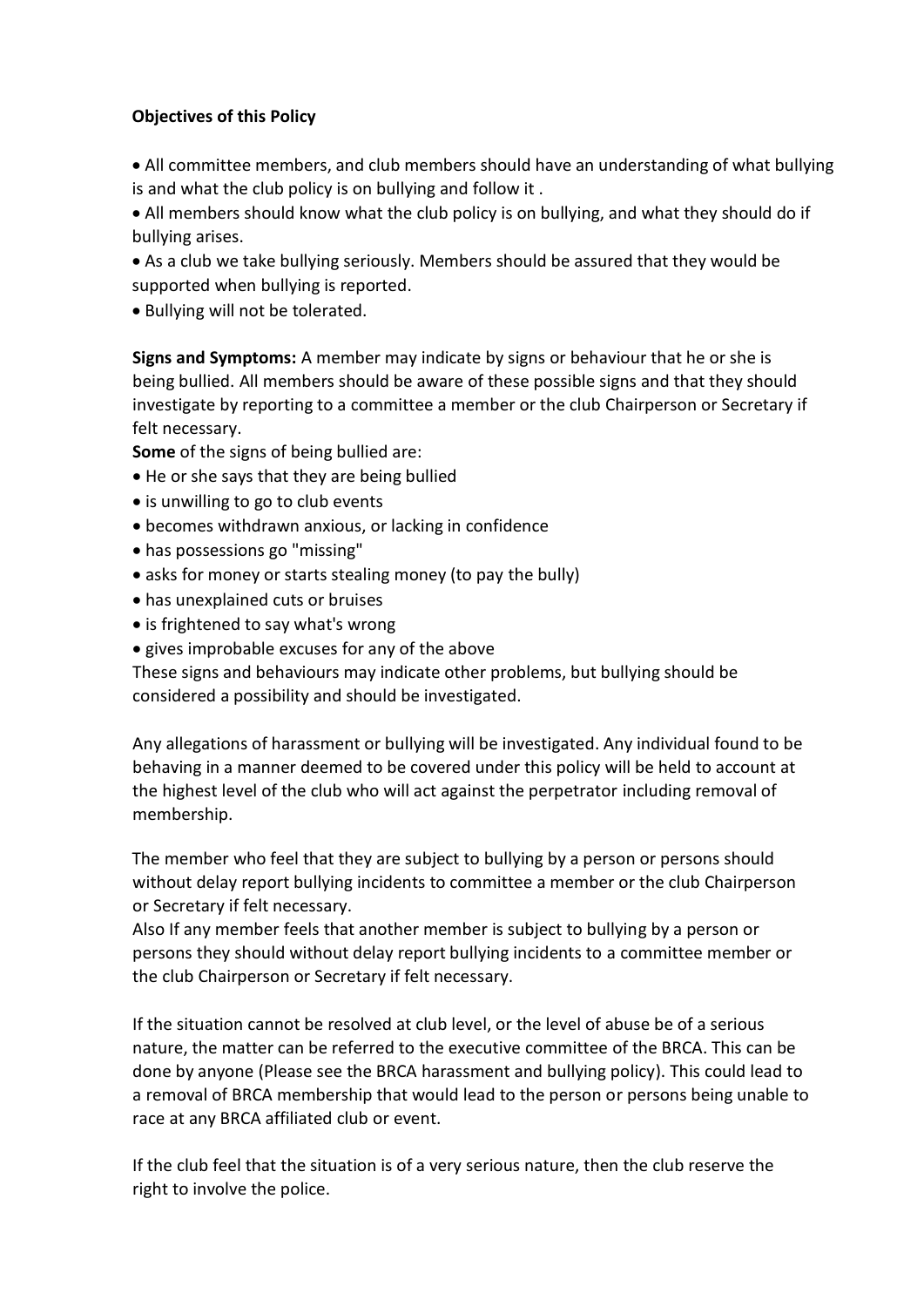**Objectives of this Policy**

- All committee members, and club members should have an understanding of what bullying is and what the club policy is on bullying and follow it .
- All members should know what the club policy is on bullying, and what they should do if bullying arises.
- As a club we take bullying seriously. Members should be assured that they would be supported when bullying is reported.
- Bullying will not be tolerated.

**Signs and Symptoms:** A member may indicate by signs or behaviour that he or she is being bullied. All members should be aware of these possible signs and that they should investigate by reporting to a committee a member or the club Chairperson or Secretary if felt necessary.

**Some** of the signs of being bullied are:

- He or she says that they are being bullied
- is unwilling to go to club events
- becomes withdrawn anxious, or lacking in confidence
- has possessions go "missing"
- asks for money or starts stealing money (to pay the bully)
- has unexplained cuts or bruises
- is frightened to say what's wrong
- gives improbable excuses for any of the above

These signs and behaviours may indicate other problems, but bullying should be considered a possibility and should be investigated.

Any allegations of harassment or bullying will be investigated. Any individual found to be behaving in a manner deemed to be covered under this policy will be held to account at the highest level of the club who will act against the perpetrator including removal of membership.

The member who feel that they are subject to bullying by a person or persons should without delay report bullying incidents to committee a member or the club Chairperson or Secretary if felt necessary.

Also If any member feels that another member is subject to bullying by a person or persons they should without delay report bullying incidents to a committee member or the club Chairperson or Secretary if felt necessary.

If the situation cannot be resolved at club level, or the level of abuse be of a serious nature, the matter can be referred to the executive committee of the BRCA. This can be done by anyone (Please see the BRCA harassment and bullying policy). This could lead to a removal of BRCA membership that would lead to the person or persons being unable to race at any BRCA affiliated club or event.

If the club feel that the situation is of a very serious nature, then the club reserve the right to involve the police.